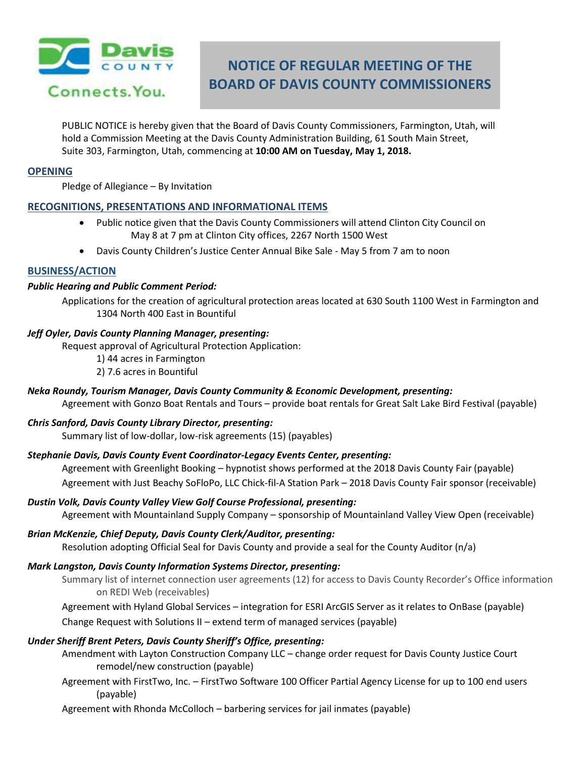Davis COUNTY Connects.You.

# NOTICE OF REGULAR MEETING OF THE BOARD OF DAVIS COUNTY COMMISSIONERS

PUBLIC NOTICE is hereby given that the Board of Davis County Commissioners, Farmington, Utah, will hold a Commission Meeting at the Davis County Administration Building, 61 South Main Street, Suite 303, Farmington, Utah, commencing at **10:00 AM on Tuesday, May 1, 2018.**

## OPENING

Pledge of Allegiance – By Invitation

## RECOGNITIONS, PRESENTATIONS AND INFORMATIONAL ITEMS

- Public notice given that the Davis County Commissioners will attend Clinton City Council on May 8 at 7 pm at Clinton City offices, 2267 North 1500 West
- Davis County Children's Justice Center Annual Bike Sale - May 5 from 7 am to noon

## BUSINESS/ACTION

***Public Hearing and Public Comment Period:***

Applications for the creation of agricultural protection areas located at 630 South 1100 West in Farmington and 1304 North 400 East in Bountiful

***Jeff Oyler, Davis County Planning Manager, presenting:***

Request approval of Agricultural Protection Application:

1) 44 acres in Farmington
2) 7.6 acres in Bountiful

***Neka Roundy, Tourism Manager, Davis County Community & Economic Development, presenting:***

Agreement with Gonzo Boat Rentals and Tours – provide boat rentals for Great Salt Lake Bird Festival (payable)

***Chris Sanford, Davis County Library Director, presenting:***

Summary list of low-dollar, low-risk agreements (15) (payables)

***Stephanie Davis, Davis County Event Coordinator-Legacy Events Center, presenting:***

Agreement with Greenlight Booking – hypnotist shows performed at the 2018 Davis County Fair (payable)

Agreement with Just Beachy SoFloPo, LLC Chick-fil-A Station Park – 2018 Davis County Fair sponsor (receivable)

***Dustin Volk, Davis County Valley View Golf Course Professional, presenting:***

Agreement with Mountainland Supply Company – sponsorship of Mountainland Valley View Open (receivable)

***Brian McKenzie, Chief Deputy, Davis County Clerk/Auditor, presenting:***

Resolution adopting Official Seal for Davis County and provide a seal for the County Auditor (n/a)

***Mark Langston, Davis County Information Systems Director, presenting:***

Summary list of internet connection user agreements (12) for access to Davis County Recorder's Office information on REDI Web (receivables)

Agreement with Hyland Global Services – integration for ESRI ArcGIS Server as it relates to OnBase (payable)

Change Request with Solutions II – extend term of managed services (payable)

***Under Sheriff Brent Peters, Davis County Sheriff's Office, presenting:***

Amendment with Layton Construction Company LLC – change order request for Davis County Justice Court remodel/new construction (payable)

Agreement with FirstTwo, Inc. – FirstTwo Software 100 Officer Partial Agency License for up to 100 end users (payable)

Agreement with Rhonda McColloch – barbering services for jail inmates (payable)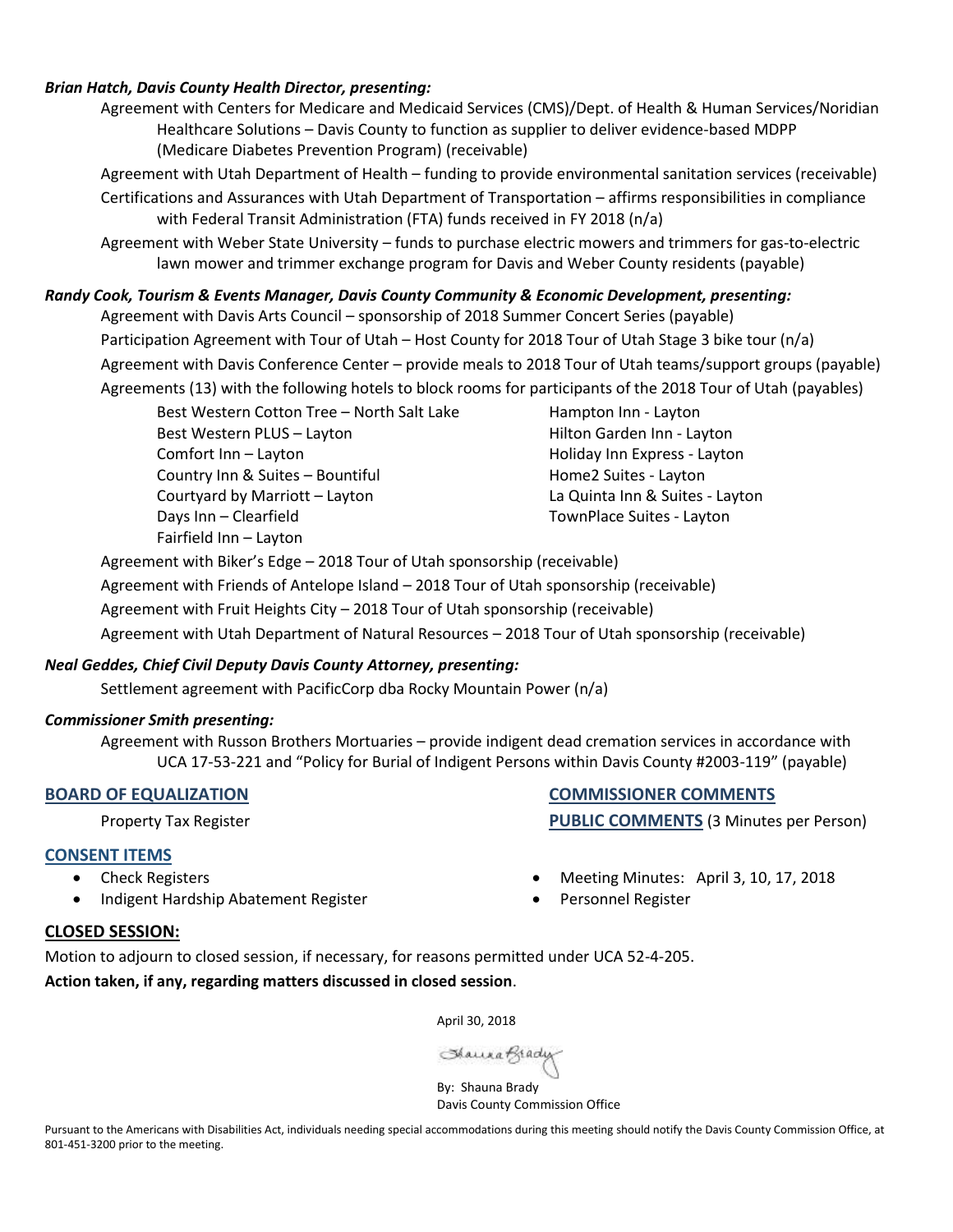***Brian Hatch, Davis County Health Director, presenting:***

Agreement with Centers for Medicare and Medicaid Services (CMS)/Dept. of Health & Human Services/Noridian Healthcare Solutions – Davis County to function as supplier to deliver evidence-based MDPP (Medicare Diabetes Prevention Program) (receivable)

Agreement with Utah Department of Health – funding to provide environmental sanitation services (receivable)

Certifications and Assurances with Utah Department of Transportation – affirms responsibilities in compliance with Federal Transit Administration (FTA) funds received in FY 2018 (n/a)

Agreement with Weber State University – funds to purchase electric mowers and trimmers for gas-to-electric lawn mower and trimmer exchange program for Davis and Weber County residents (payable)

***Randy Cook, Tourism & Events Manager, Davis County Community & Economic Development, presenting:***

Agreement with Davis Arts Council – sponsorship of 2018 Summer Concert Series (payable)

Participation Agreement with Tour of Utah – Host County for 2018 Tour of Utah Stage 3 bike tour (n/a)

Agreement with Davis Conference Center – provide meals to 2018 Tour of Utah teams/support groups (payable)

Agreements (13) with the following hotels to block rooms for participants of the 2018 Tour of Utah (payables)

Best Western Cotton Tree – North Salt Lake
Best Western PLUS – Layton
Comfort Inn – Layton
Country Inn & Suites – Bountiful
Courtyard by Marriott – Layton
Days Inn – Clearfield
Fairfield Inn – Layton
Hampton Inn - Layton
Hilton Garden Inn - Layton
Holiday Inn Express - Layton
Home2 Suites - Layton
La Quinta Inn & Suites - Layton
TownPlace Suites - Layton

Agreement with Biker's Edge – 2018 Tour of Utah sponsorship (receivable)

Agreement with Friends of Antelope Island – 2018 Tour of Utah sponsorship (receivable)

Agreement with Fruit Heights City – 2018 Tour of Utah sponsorship (receivable)

Agreement with Utah Department of Natural Resources – 2018 Tour of Utah sponsorship (receivable)

***Neal Geddes, Chief Civil Deputy Davis County Attorney, presenting:***

Settlement agreement with PacificCorp dba Rocky Mountain Power (n/a)

***Commissioner Smith presenting:***

Agreement with Russon Brothers Mortuaries – provide indigent dead cremation services in accordance with UCA 17-53-221 and "Policy for Burial of Indigent Persons within Davis County #2003-119" (payable)

## BOARD OF EQUALIZATION

Property Tax Register

## COMMISSIONER COMMENTS

## PUBLIC COMMENTS (3 Minutes per Person)

## CONSENT ITEMS

- Check Registers
- Indigent Hardship Abatement Register
- Meeting Minutes: April 3, 10, 17, 2018
- Personnel Register

## CLOSED SESSION:

Motion to adjourn to closed session, if necessary, for reasons permitted under UCA 52-4-205.

**Action taken, if any, regarding matters discussed in closed session**.

April 30, 2018

Shauna Brady

By: Shauna Brady
Davis County Commission Office

Pursuant to the Americans with Disabilities Act, individuals needing special accommodations during this meeting should notify the Davis County Commission Office, at 801-451-3200 prior to the meeting.